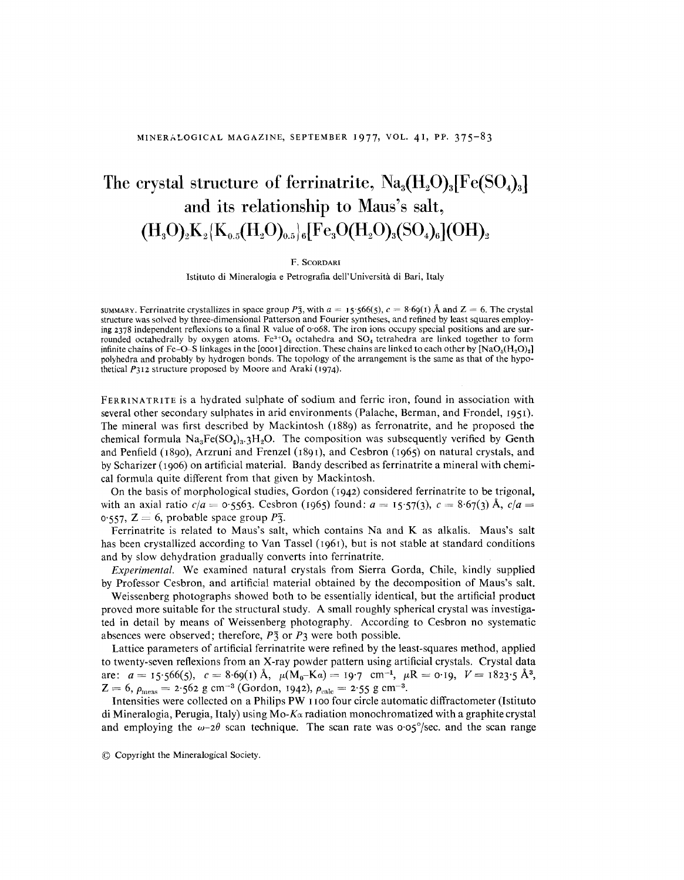# The crystal structure of ferrinatrite, $Na_3(H_2O)_3[Fe(SO_4)_3]$ and its relationship to Maus's salt, $(H_3O)_2K_2\{K_{0.5}(H_2O)_{0.5}\}_6[Fe_3O(H_2O)_3(SO_4)_6](OH)_2$

F. Scordari

Istituto di Mineralogia e Petrografia dell'Università di Bari, Italy

SUMMARY. Ferrinatrite crystallizes in space group $P\bar{3}$, with $a = 15.566(5)$, $c = 8.69(1)$ Å and $Z = 6$. The crystal structure was solved by three-dimensional Patterson and Fourier syntheses, and refined by least squares employing 2378 independent reflexions to a final R value of 0.068. The iron ions occupy special positions and are surrounded octahedrally by oxygen atoms. $Fe^{3+}O_6$ octahedra and $SO_4$ tetrahedra are linked together to form infinite chains of Fe–O–S linkages in the [0001] direction. These chains are linked to each other by $[NaO_5(H_2O)_2]$ polyhedra and probably by hydrogen bonds. The topology of the arrangement is the same as that of the hypothetical $P312$ structure proposed by Moore and Araki (1974).

FERRINATRITE is a hydrated sulphate of sodium and ferric iron, found in association with several other secondary sulphates in arid environments (Palache, Berman, and Frondel, 1951). The mineral was first described by Mackintosh (1889) as ferronatrite, and he proposed the chemical formula $Na_3Fe(SO_4)_3.3H_2O$. The composition was subsequently verified by Genth and Penfield (1890), Arzruni and Frenzel (1891), and Cesbron (1965) on natural crystals, and by Scharizer (1906) on artificial material. Bandy described as ferrinatrite a mineral with chemical formula quite different from that given by Mackintosh.

On the basis of morphological studies, Gordon (1942) considered ferrinatrite to be trigonal, with an axial ratio $c/a = 0.5563$. Cesbron (1965) found: $a = 15.57(3)$, $c = 8.67(3)$ Å, $c/a = 0.557$, $Z = 6$, probable space group $P\bar{3}$.

Ferrinatrite is related to Maus's salt, which contains Na and K as alkalis. Maus's salt has been crystallized according to Van Tassel (1961), but is not stable at standard conditions and by slow dehydration gradually converts into ferrinatrite.

*Experimental.* We examined natural crystals from Sierra Gorda, Chile, kindly supplied by Professor Cesbron, and artificial material obtained by the decomposition of Maus's salt.

Weissenberg photographs showed both to be essentially identical, but the artificial product proved more suitable for the structural study. A small roughly spherical crystal was investigated in detail by means of Weissenberg photography. According to Cesbron no systematic absences were observed; therefore, $P\bar{3}$ or $P3$ were both possible.

Lattice parameters of artificial ferrinatrite were refined by the least-squares method, applied to twenty-seven reflexions from an X-ray powder pattern using artificial crystals. Crystal data are: $a = 15.566(5)$, $c = 8.69(1)$ Å, $\mu(Mo\text{-}K\alpha) = 19.7$ cm$^{-1}$, $\mu R = 0.19$, $V = 1823.5$ Å$^3$, $Z = 6$, $\rho_{meas} = 2.562$ g cm$^{-3}$ (Gordon, 1942), $\rho_{calc} = 2.55$ g cm$^{-3}$.

Intensities were collected on a Philips PW 1100 four circle automatic diffractometer (Istituto di Mineralogia, Perugia, Italy) using Mo-$K\alpha$ radiation monochromatized with a graphite crystal and employing the $\omega$–$2\theta$ scan technique. The scan rate was 0.05°/sec. and the scan range

© Copyright the Mineralogical Society.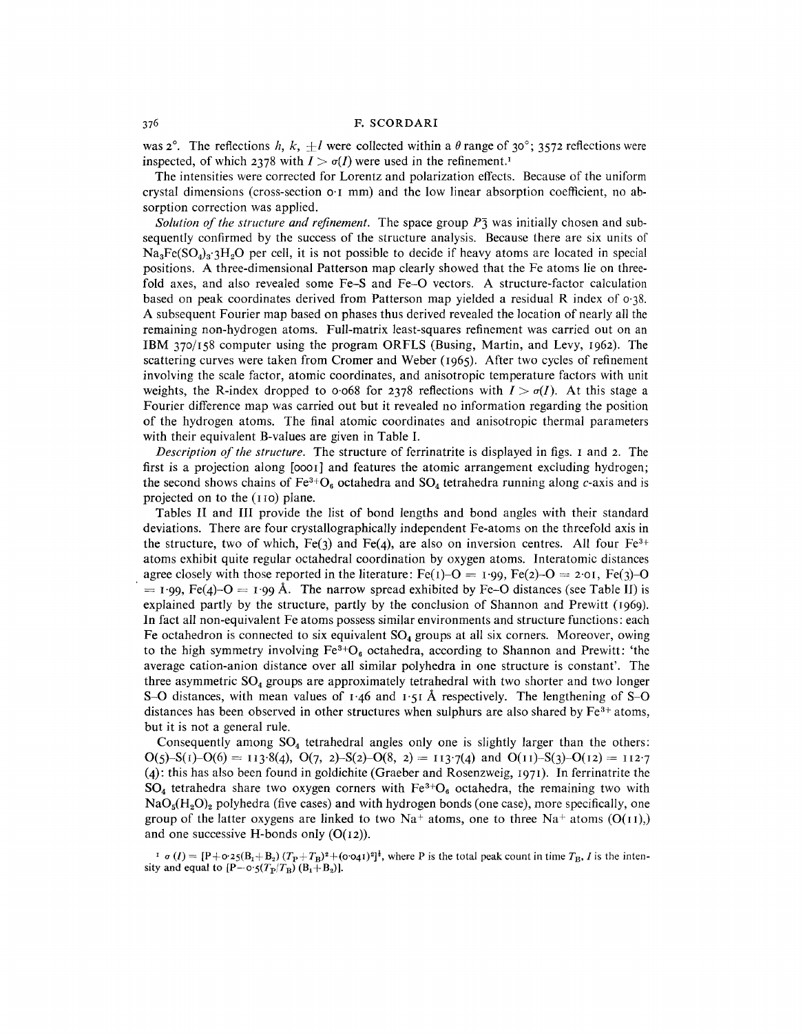was 2°. The reflections $h$, $k$, $\pm l$ were collected within a $\theta$ range of 30°; 3572 reflections were inspected, of which 2378 with $I > \sigma(I)$ were used in the refinement.[1]

The intensities were corrected for Lorentz and polarization effects. Because of the uniform crystal dimensions (cross-section 0·1 mm) and the low linear absorption coefficient, no absorption correction was applied.

*Solution of the structure and refinement.* The space group $P\bar{3}$ was initially chosen and subsequently confirmed by the success of the structure analysis. Because there are six units of $Na_3Fe(SO_4)_3 \cdot 3H_2O$ per cell, it is not possible to decide if heavy atoms are located in special positions. A three-dimensional Patterson map clearly showed that the Fe atoms lie on threefold axes, and also revealed some Fe–S and Fe–O vectors. A structure-factor calculation based on peak coordinates derived from Patterson map yielded a residual R index of 0·38. A subsequent Fourier map based on phases thus derived revealed the location of nearly all the remaining non-hydrogen atoms. Full-matrix least-squares refinement was carried out on an IBM 370/158 computer using the program ORFLS (Busing, Martin, and Levy, 1962). The scattering curves were taken from Cromer and Weber (1965). After two cycles of refinement involving the scale factor, atomic coordinates, and anisotropic temperature factors with unit weights, the R-index dropped to 0·068 for 2378 reflections with $I > \sigma(I)$. At this stage a Fourier difference map was carried out but it revealed no information regarding the position of the hydrogen atoms. The final atomic coordinates and anisotropic thermal parameters with their equivalent B-values are given in Table I.

*Description of the structure.* The structure of ferrinatrite is displayed in figs. 1 and 2. The first is a projection along [0001] and features the atomic arrangement excluding hydrogen; the second shows chains of $Fe^{3+}O_6$ octahedra and $SO_4$ tetrahedra running along $c$-axis and is projected on to the (110) plane.

Tables II and III provide the list of bond lengths and bond angles with their standard deviations. There are four crystallographically independent Fe-atoms on the threefold axis in the structure, two of which, Fe(3) and Fe(4), are also on inversion centres. All four $Fe^{3+}$ atoms exhibit quite regular octahedral coordination by oxygen atoms. Interatomic distances agree closely with those reported in the literature: Fe(1)–O = 1·99, Fe(2)–O = 2·01, Fe(3)–O = 1·99, Fe(4)–O = 1·99 Å. The narrow spread exhibited by Fe–O distances (see Table II) is explained partly by the structure, partly by the conclusion of Shannon and Prewitt (1969). In fact all non-equivalent Fe atoms possess similar environments and structure functions: each Fe octahedron is connected to six equivalent $SO_4$ groups at all six corners. Moreover, owing to the high symmetry involving $Fe^{3+}O_6$ octahedra, according to Shannon and Prewitt: 'the average cation-anion distance over all similar polyhedra in one structure is constant'. The three asymmetric $SO_4$ groups are approximately tetrahedral with two shorter and two longer S–O distances, with mean values of 1·46 and 1·51 Å respectively. The lengthening of S–O distances has been observed in other structures when sulphurs are also shared by $Fe^{3+}$ atoms, but it is not a general rule.

Consequently among $SO_4$ tetrahedral angles only one is slightly larger than the others: O(5)–S(1)–O(6) = 113·8(4), O(7, 2)–S(2)–O(8, 2) = 113·7(4) and O(11)–S(3)–O(12) = 112·7 (4): this has also been found in goldichite (Graeber and Rosenzweig, 1971). In ferrinatrite the $SO_4$ tetrahedra share two oxygen corners with $Fe^{3+}O_6$ octahedra, the remaining two with $NaO_5(H_2O)_2$ polyhedra (five cases) and with hydrogen bonds (one case), more specifically, one group of the latter oxygens are linked to two $Na^+$ atoms, one to three $Na^+$ atoms (O(11),) and one successive H-bonds only (O(12)).

[1] $\sigma(I) = [P + 0{\cdot}25(B_1+B_2)(T_P+T_B)^2 + (0{\cdot}041)^2]^{\frac{1}{2}}$, where P is the total peak count in time $T_B$, $I$ is the intensity and equal to $[P - 0{\cdot}5(T_P/T_B)(B_1+B_2)]$.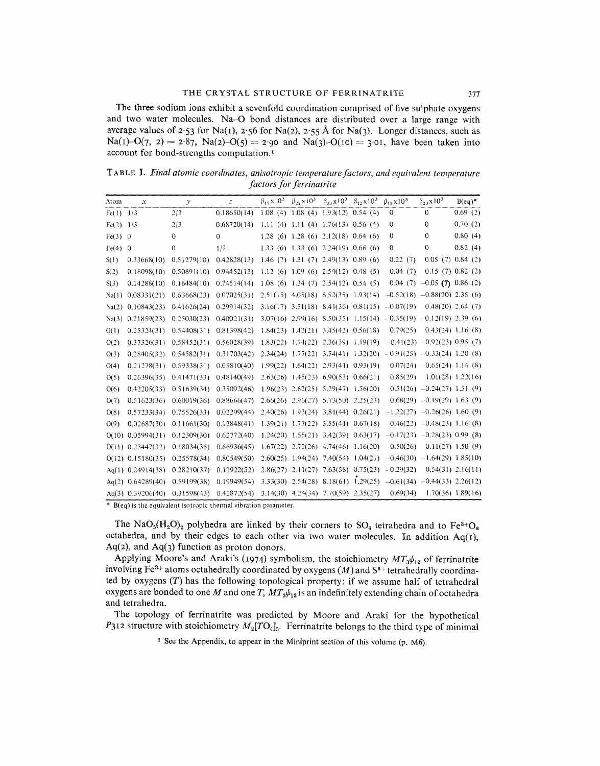The three sodium ions exhibit a sevenfold coordination comprised of five sulphate oxygens and two water molecules. Na–O bond distances are distributed over a large range with average values of 2·53 for Na(1), 2·56 for Na(2), 2·55 Å for Na(3). Longer distances, such as Na(1)–O(7, 2) = 2·87, Na(2)–O(5) = 2·90 and Na(3)–O(10) = 3·01, have been taken into account for bond-strengths computation.[1]

TABLE I. *Final atomic coordinates, anisotropic temperature factors, and equivalent temperature factors for ferrinatrite*

| Atom | $x$ | $y$ | $z$ | $\beta_{11}\times10^3$ | $\beta_{22}\times10^3$ | $\beta_{33}\times10^3$ | $\beta_{12}\times10^3$ | $\beta_{13}\times10^3$ | $\beta_{23}\times10^3$ | B(eq)* |
|---|---|---|---|---|---|---|---|---|---|---|
| Fe(1) | 1/3 | 2/3 | 0.18650(14) | 1.08 (4) | 1.08 (4) | 1.93(12) | 0.54 (4) | 0 | 0 | 0.69 (2) |
| Fe(2) | 1/3 | 2/3 | 0.68720(14) | 1.11 (4) | 1.11 (4) | 1.76(13) | 0.56 (4) | 0 | 0 | 0.70 (2) |
| Fe(3) | 0 | 0 | 0 | 1.28 (6) | 1.28 (6) | 2.12(18) | 0.64 (6) | 0 | 0 | 0.80 (4) |
| Fe(4) | 0 | 0 | 1/2 | 1.33 (6) | 1.33 (6) | 2.24(19) | 0.66 (6) | 0 | 0 | 0.82 (4) |
| S(1) | 0.33668(10) | 0.51279(10) | 0.42828(13) | 1.46 (7) | 1.31 (7) | 2.49(13) | 0.89 (6) | 0.22 (7) | 0.05 (7) | 0.84 (2) |
| S(2) | 0.18098(10) | 0.50891(10) | 0.94452(13) | 1.12 (6) | 1.09 (6) | 2.54(12) | 0.48 (5) | 0.04 (7) | 0.15 (7) | 0.82 (2) |
| S(3) | 0.14288(10) | 0.16484(10) | 0.74514(14) | 1.08 (6) | 1.34 (7) | 2.54(12) | 0.54 (5) | 0.04 (7) | −0.05 (7) | 0.86 (2) |
| Na(1) | 0.08331(21) | 0.63668(23) | 0.07025(31) | 2.51(15) | 4.05(18) | 8.52(35) | 1.93(14) | −0.52(18) | −0.88(20) | 2.35 (6) |
| Na(2) | 0.10843(23) | 0.41626(24) | 0.29914(32) | 3.16(17) | 3.51(18) | 8.41(36) | 0.81(15) | −0.07(19) | 0.48(20) | 2.64 (7) |
| Na(3) | 0.21859(23) | 0.25030(23) | 0.40021(31) | 3.07(16) | 2.99(16) | 8.50(35) | 1.15(14) | −0.35(19) | −0.12(19) | 2.39 (6) |
| O(1) | 0.25324(31) | 0.54408(31) | 0.81398(42) | 1.84(23) | 1.42(21) | 3.45(42) | 0.56(18) | 0.79(25) | 0.43(24) | 1.16 (8) |
| O(2) | 0.37326(31) | 0.58452(31) | 0.56028(39) | 1.83(22) | 1.74(22) | 2.36(39) | 1.19(19) | −0.41(23) | −0.92(23) | 0.95 (7) |
| O(3) | 0.28405(32) | 0.54582(31) | 0.31703(42) | 2.34(24) | 1.77(22) | 3.54(41) | 1.32(20) | −0.91(25) | −0.33(24) | 1.20 (8) |
| O(4) | 0.21278(31) | 0.59338(31) | 0.05810(40) | 1.99(22) | 1.64(22) | 2.93(41) | 0.93(19) | 0.07(24) | −0.65(24) | 1.14 (8) |
| O(5) | 0.26396(35) | 0.41471(33) | 0.48140(49) | 2.63(26) | 1.45(23) | 6.90(53) | 0.66(21) | 0.85(29) | 1.01(28) | 1.22(16) |
| O(6) | 0.42205(33) | 0.51639(34) | 0.35092(46) | 1.96(23) | 2.62(25) | 5.29(47) | 1.56(20) | 0.51(26) | −0.24(27) | 1.51 (9) |
| O(7) | 0.51623(36) | 0.60019(36) | 0.88666(47) | 2.66(26) | 2.96(27) | 5.73(50) | 2.25(23) | 0.68(29) | −0.19(29) | 1.63 (9) |
| O(8) | 0.57233(34) | 0.75526(33) | 0.02299(44) | 2.40(26) | 1.93(24) | 3.81(44) | 0.26(21) | −1.22(27) | −0.26(26) | 1.60 (9) |
| O(9) | 0.02687(30) | 0.11661(30) | 0.12848(41) | 1.39(21) | 1.77(22) | 3.55(41) | 0.67(18) | 0.46(22) | −0.48(23) | 1.16 (8) |
| O(10) | 0.05994(31) | 0.12309(30) | 0.62772(40) | 1.24(20) | 1.55(21) | 3.42(39) | 0.63(17) | −0.17(23) | −0.28(23) | 0.99 (8) |
| O(11) | 0.23447(32) | 0.18034(35) | 0.66936(45) | 1.67(22) | 2.72(26) | 4.74(46) | 1.16(20) | 0.50(26) | 0.11(27) | 1.50 (9) |
| O(12) | 0.15180(35) | 0.25578(34) | 0.80549(50) | 2.60(25) | 1.94(24) | 7.40(54) | 1.04(21) | −0.46(30) | −1.64(29) | 1.85(10) |
| Aq(1) | 0.24914(38) | 0.28210(37) | 0.12922(52) | 2.86(27) | 2.11(27) | 7.63(58) | 0.75(23) | −0.29(32) | 0.54(31) | 2.16(11) |
| Aq(2) | 0.64289(40) | 0.59199(38) | 0.19949(54) | 3.33(30) | 2.54(28) | 8.18(61) | 1.29(25) | −0.61(34) | −0.44(33) | 2.26(12) |
| Aq(3) | 0.39206(40) | 0.31598(43) | 0.42872(54) | 3.14(30) | 4.24(34) | 7.70(59) | 2.35(27) | 0.69(34) | 1.70(36) | 1.89(16) |

\* B(eq) is the equivalent isotropic thermal vibration parameter.

The $NaO_5(H_2O)_2$ polyhedra are linked by their corners to $SO_4$ tetrahedra and to $Fe^{3+}O_6$ octahedra, and by their edges to each other via two water molecules. In addition Aq(1), Aq(2), and Aq(3) function as proton donors.

Applying Moore's and Araki's (1974) symbolism, the stoichiometry $MT_3\phi_{12}$ of ferrinatrite involving $Fe^{3+}$ atoms octahedrally coordinated by oxygens ($M$) and $S^{6+}$ tetrahedrally coordinated by oxygens ($T$) has the following topological property: if we assume half of tetrahedral oxygens are bonded to one $M$ and one $T$, $MT_3\phi_{12}$ is an indefinitely extending chain of octahedra and tetrahedra.

The topology of ferrinatrite was predicted by Moore and Araki for the hypothetical $P312$ structure with stoichiometry $M_2[TO_4]_3$. Ferrinatrite belongs to the third type of minimal

[1] See the Appendix, to appear in the Miniprint section of this volume (p. M6).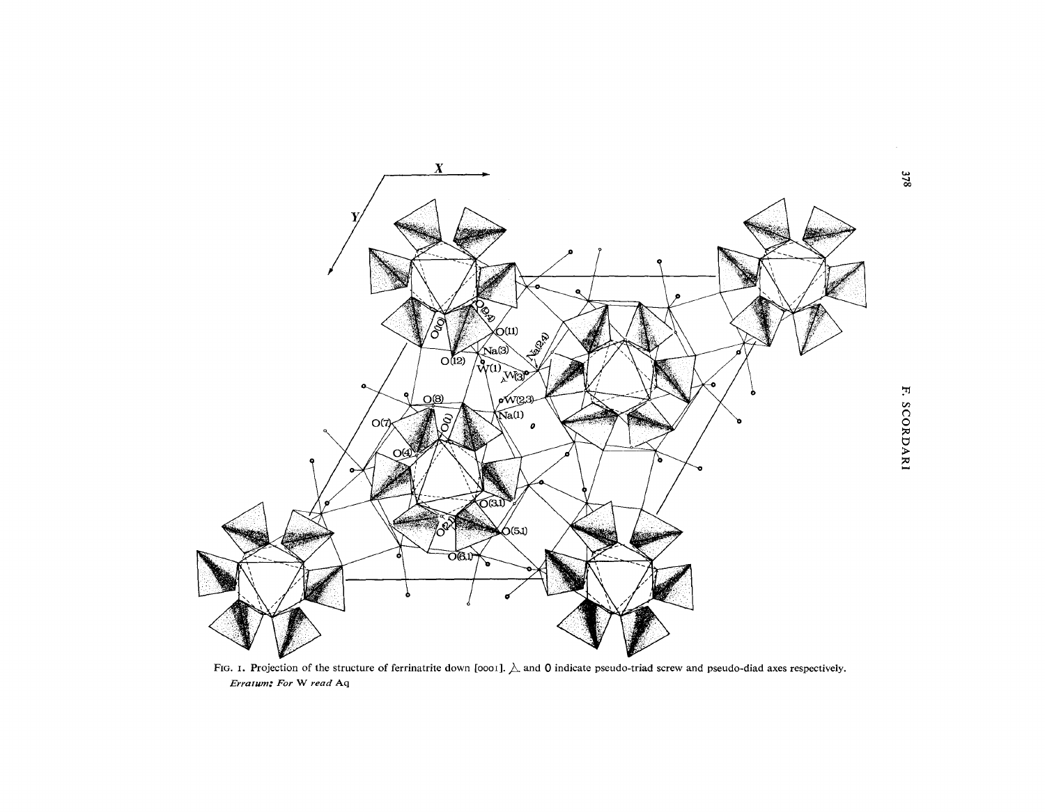FIG. 1. Projection of the structure of ferrinatrite down [0001]. ⅄ and 0 indicate pseudo-triad screw and pseudo-diad axes respectively.

*Erratum: For* W *read* Aq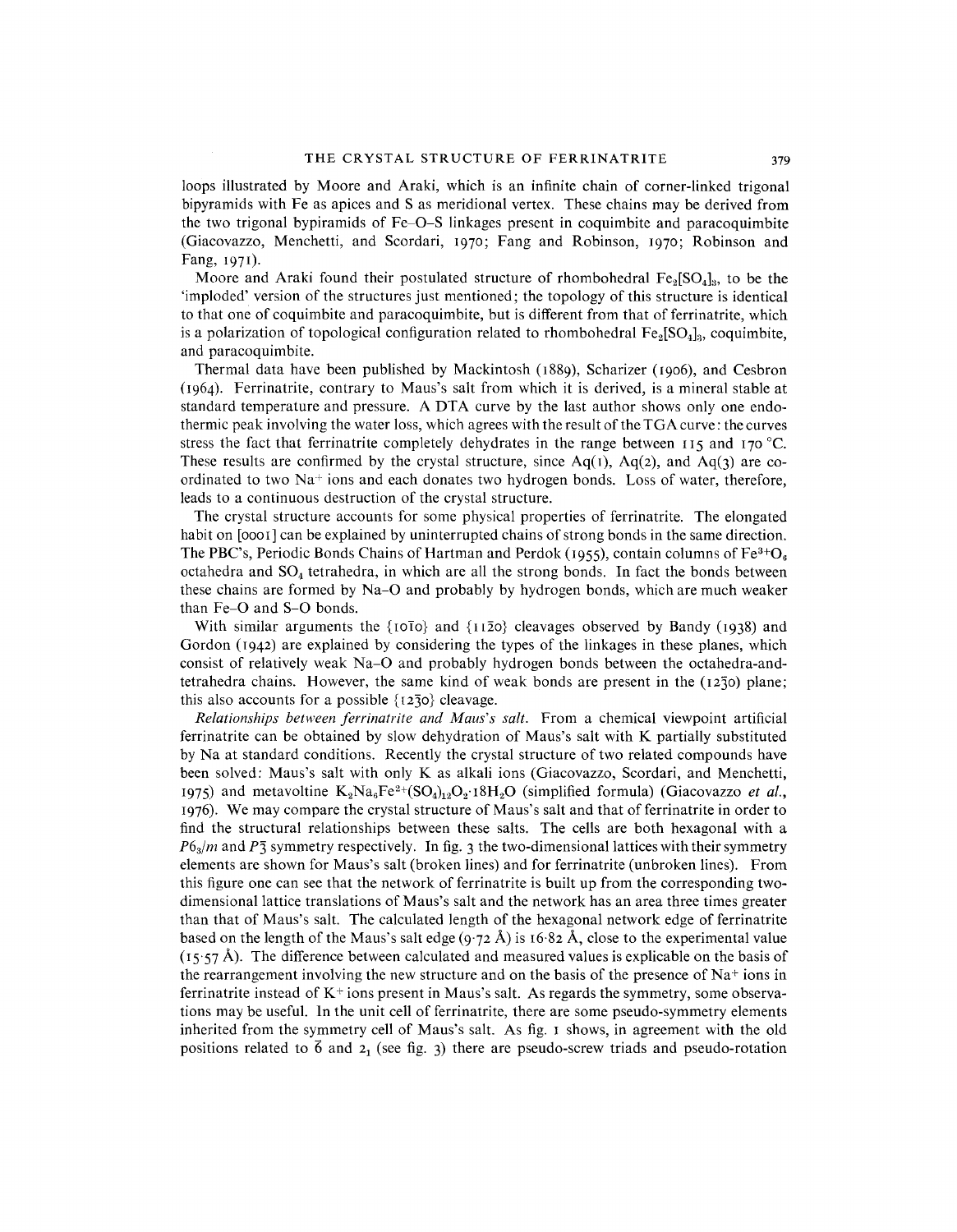loops illustrated by Moore and Araki, which is an infinite chain of corner-linked trigonal bipyramids with Fe as apices and S as meridional vertex. These chains may be derived from the two trigonal bypiramids of Fe–O–S linkages present in coquimbite and paracoquimbite (Giacovazzo, Menchetti, and Scordari, 1970; Fang and Robinson, 1970; Robinson and Fang, 1971).

Moore and Araki found their postulated structure of rhombohedral $Fe_2[SO_4]_3$, to be the 'imploded' version of the structures just mentioned; the topology of this structure is identical to that one of coquimbite and paracoquimbite, but is different from that of ferrinatrite, which is a polarization of topological configuration related to rhombohedral $Fe_2[SO_4]_3$, coquimbite, and paracoquimbite.

Thermal data have been published by Mackintosh (1889), Scharizer (1906), and Cesbron (1964). Ferrinatrite, contrary to Maus's salt from which it is derived, is a mineral stable at standard temperature and pressure. A DTA curve by the last author shows only one endothermic peak involving the water loss, which agrees with the result of the TGA curve: the curves stress the fact that ferrinatrite completely dehydrates in the range between 115 and 170 °C. These results are confirmed by the crystal structure, since Aq(1), Aq(2), and Aq(3) are coordinated to two $Na^+$ ions and each donates two hydrogen bonds. Loss of water, therefore, leads to a continuous destruction of the crystal structure.

The crystal structure accounts for some physical properties of ferrinatrite. The elongated habit on [0001] can be explained by uninterrupted chains of strong bonds in the same direction. The PBC's, Periodic Bonds Chains of Hartman and Perdok (1955), contain columns of $Fe^{3+}O_6$ octahedra and $SO_4$ tetrahedra, in which are all the strong bonds. In fact the bonds between these chains are formed by Na–O and probably by hydrogen bonds, which are much weaker than Fe–O and S–O bonds.

With similar arguments the $\{10\bar{1}0\}$ and $\{11\bar{2}0\}$ cleavages observed by Bandy (1938) and Gordon (1942) are explained by considering the types of the linkages in these planes, which consist of relatively weak Na–O and probably hydrogen bonds between the octahedra-and-tetrahedra chains. However, the same kind of weak bonds are present in the $(12\bar{3}0)$ plane; this also accounts for a possible $\{12\bar{3}0\}$ cleavage.

*Relationships between ferrinatrite and Maus's salt.* From a chemical viewpoint artificial ferrinatrite can be obtained by slow dehydration of Maus's salt with K partially substituted by Na at standard conditions. Recently the crystal structure of two related compounds have been solved: Maus's salt with only K as alkali ions (Giacovazzo, Scordari, and Menchetti, 1975) and metavoltine $K_2Na_6Fe^{2+}(SO_4)_{12}O_2{\cdot}18H_2O$ (simplified formula) (Giacovazzo *et al.*, 1976). We may compare the crystal structure of Maus's salt and that of ferrinatrite in order to find the structural relationships between these salts. The cells are both hexagonal with a $P6_3/m$ and $P\bar{3}$ symmetry respectively. In fig. 3 the two-dimensional lattices with their symmetry elements are shown for Maus's salt (broken lines) and for ferrinatrite (unbroken lines). From this figure one can see that the network of ferrinatrite is built up from the corresponding two-dimensional lattice translations of Maus's salt and the network has an area three times greater than that of Maus's salt. The calculated length of the hexagonal network edge of ferrinatrite based on the length of the Maus's salt edge (9·72 Å) is 16·82 Å, close to the experimental value (15·57 Å). The difference between calculated and measured values is explicable on the basis of the rearrangement involving the new structure and on the basis of the presence of $Na^+$ ions in ferrinatrite instead of $K^+$ ions present in Maus's salt. As regards the symmetry, some observations may be useful. In the unit cell of ferrinatrite, there are some pseudo-symmetry elements inherited from the symmetry cell of Maus's salt. As fig. 1 shows, in agreement with the old positions related to $\bar{6}$ and $2_1$ (see fig. 3) there are pseudo-screw triads and pseudo-rotation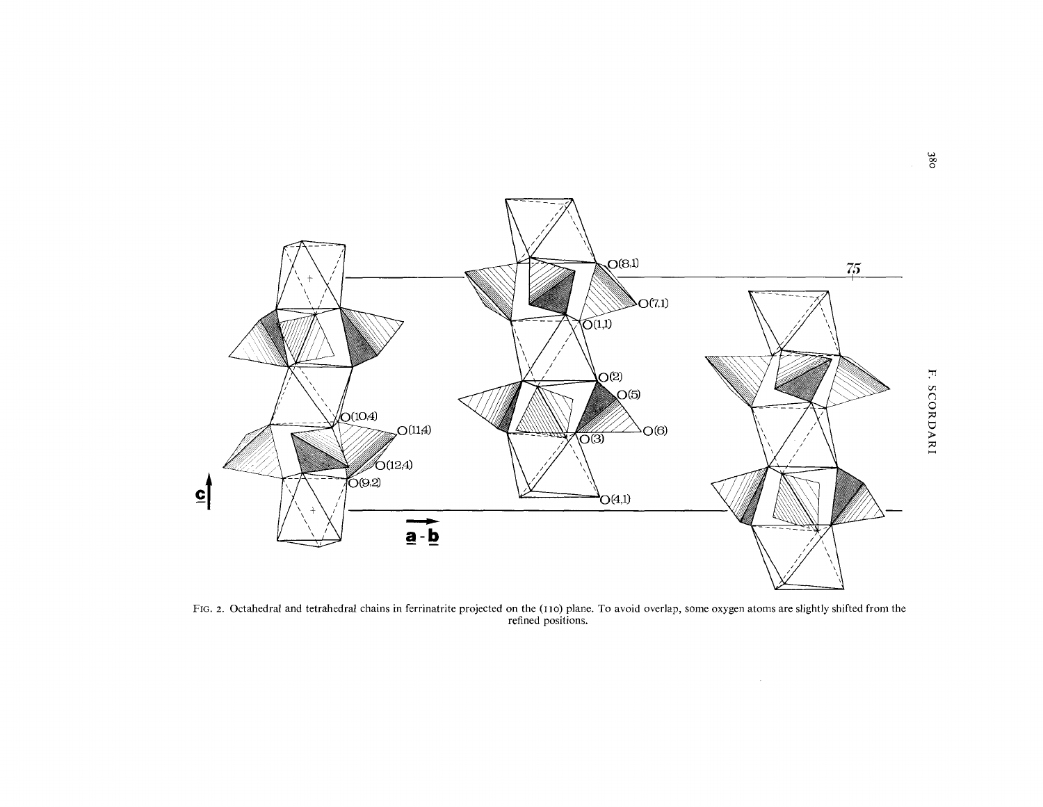FIG. 2. Octahedral and tetrahedral chains in ferrinatrite projected on the (110) plane. To avoid overlap, some oxygen atoms are slightly shifted from the refined positions.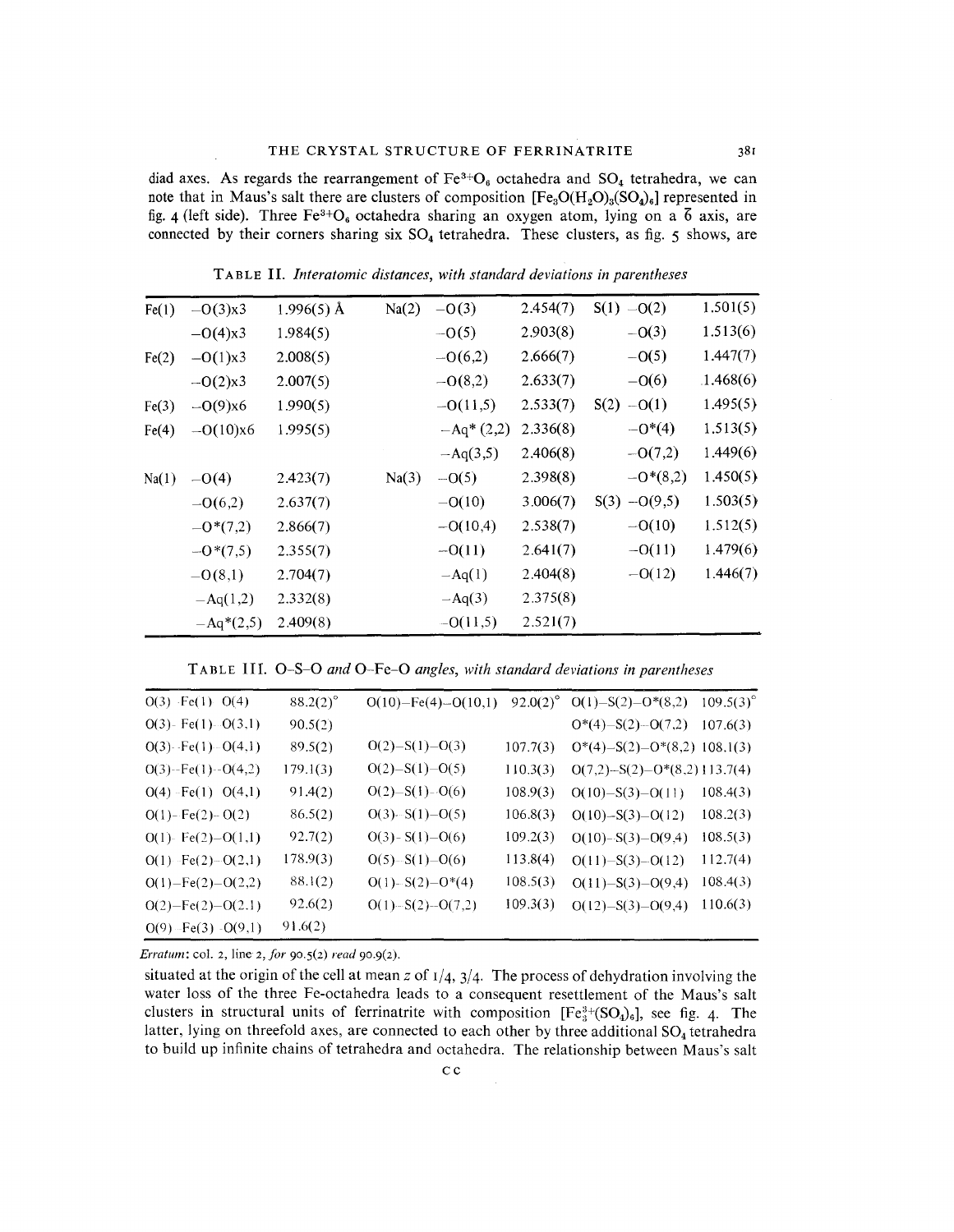diad axes. As regards the rearrangement of $Fe^{3+}O_6$ octahedra and $SO_4$ tetrahedra, we can note that in Maus's salt there are clusters of composition $[Fe_3O(H_2O)_3(SO_4)_6]$ represented in fig. 4 (left side). Three $Fe^{3+}O_6$ octahedra sharing an oxygen atom, lying on a $\bar{6}$ axis, are connected by their corners sharing six $SO_4$ tetrahedra. These clusters, as fig. 5 shows, are

TABLE II. *Interatomic distances, with standard deviations in parentheses*

| | | | | | | | | |
|---|---|---|---|---|---|---|---|---|
| Fe(1) | –O(3)x3 | 1.996(5) Å | Na(2) | –O(3) | 2.454(7) | S(1) | –O(2) | 1.501(5) |
| | –O(4)x3 | 1.984(5) | | –O(5) | 2.903(8) | | –O(3) | 1.513(6) |
| Fe(2) | –O(1)x3 | 2.008(5) | | –O(6,2) | 2.666(7) | | –O(5) | 1.447(7) |
| | –O(2)x3 | 2.007(5) | | –O(8,2) | 2.633(7) | | –O(6) | 1.468(6) |
| Fe(3) | –O(9)x6 | 1.990(5) | | –O(11,5) | 2.533(7) | S(2) | –O(1) | 1.495(5) |
| Fe(4) | –O(10)x6 | 1.995(5) | | –Aq* (2,2) | 2.336(8) | | –O*(4) | 1.513(5) |
| | | | | –Aq(3,5) | 2.406(8) | | –O(7,2) | 1.449(6) |
| Na(1) | –O(4) | 2.423(7) | Na(3) | –O(5) | 2.398(8) | | –O*(8,2) | 1.450(5) |
| | –O(6,2) | 2.637(7) | | –O(10) | 3.006(7) | S(3) | –O(9,5) | 1.503(5) |
| | –O*(7,2) | 2.866(7) | | –O(10,4) | 2.538(7) | | –O(10) | 1.512(5) |
| | –O*(7,5) | 2.355(7) | | –O(11) | 2.641(7) | | –O(11) | 1.479(6) |
| | –O(8,1) | 2.704(7) | | –Aq(1) | 2.404(8) | | –O(12) | 1.446(7) |
| | –Aq(1,2) | 2.332(8) | | –Aq(3) | 2.375(8) | | | |
| | –Aq*(2,5) | 2.409(8) | | –O(11,5) | 2.521(7) | | | |

TABLE III. *O–S–O and O–Fe–O angles, with standard deviations in parentheses*

| | | | | | |
|---|---|---|---|---|---|
| O(3)–Fe(1)–O(4) | 88.2(2)° | O(10)–Fe(4)–O(10,1) | 92.0(2)° | O(1)–S(2)–O*(8,2) | 109.5(3)° |
| O(3)–Fe(1)–O(3,1) | 90.5(2) | | | O*(4)–S(2)–O(7,2) | 107.6(3) |
| O(3)–Fe(1)–O(4,1) | 89.5(2) | O(2)–S(1)–O(3) | 107.7(3) | O*(4)–S(2)–O*(8,2) | 108.1(3) |
| O(3)–Fe(1)–O(4,2) | 179.1(3) | O(2)–S(1)–O(5) | 110.3(3) | O(7,2)–S(2)–O*(8,2) | 113.7(4) |
| O(4)–Fe(1)–O(4,1) | 91.4(2) | O(2)–S(1)–O(6) | 108.9(3) | O(10)–S(3)–O(11) | 108.4(3) |
| O(1)–Fe(2)–O(2) | 86.5(2) | O(3)–S(1)–O(5) | 106.8(3) | O(10)–S(3)–O(12) | 108.2(3) |
| O(1)–Fe(2)–O(1,1) | 92.7(2) | O(3)–S(1)–O(6) | 109.2(3) | O(10)–S(3)–O(9,4) | 108.5(3) |
| O(1)–Fe(2)–O(2,1) | 178.9(3) | O(5)–S(1)–O(6) | 113.8(4) | O(11)–S(3)–O(12) | 112.7(4) |
| O(1)–Fe(2)–O(2,2) | 88.1(2) | O(1)–S(2)–O*(4) | 108.5(3) | O(11)–S(3)–O(9,4) | 108.4(3) |
| O(2)–Fe(2)–O(2,1) | 92.6(2) | O(1)–S(2)–O(7,2) | 109.3(3) | O(12)–S(3)–O(9,4) | 110.6(3) |
| O(9)–Fe(3)–O(9,1) | 91.6(2) | | | | |

*Erratum*: col. 2, line 2, *for* 90.5(2) *read* 90.9(2).

situated at the origin of the cell at mean $z$ of 1/4, 3/4. The process of dehydration involving the water loss of the three Fe-octahedra leads to a consequent resettlement of the Maus's salt clusters in structural units of ferrinatrite with composition $[Fe_3^{3+}(SO_4)_6]$, see fig. 4. The latter, lying on threefold axes, are connected to each other by three additional $SO_4$ tetrahedra to build up infinite chains of tetrahedra and octahedra. The relationship between Maus's salt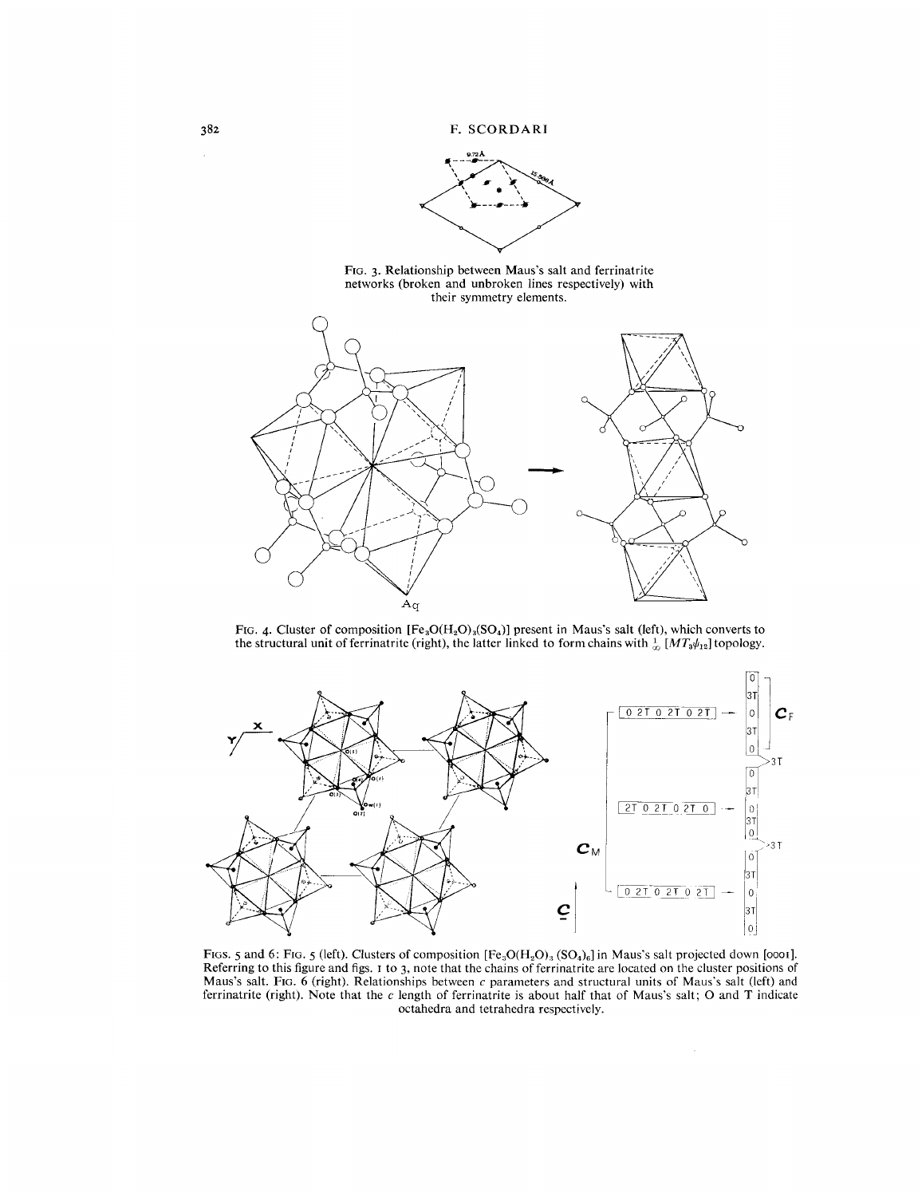FIG. 3. Relationship between Maus's salt and ferrinatrite networks (broken and unbroken lines respectively) with their symmetry elements.

FIG. 4. Cluster of composition $[Fe_3O(H_2O)_3(SO_4)]$ present in Maus's salt (left), which converts to the structural unit of ferrinatrite (right), the latter linked to form chains with $^1_\infty\,[MT_3\phi_{12}]$ topology.

FIGS. 5 and 6: FIG. 5 (left). Clusters of composition $[Fe_3O(H_2O)_3\,(SO_4)_6]$ in Maus's salt projected down [0001]. Referring to this figure and figs. 1 to 3, note that the chains of ferrinatrite are located on the cluster positions of Maus's salt. FIG. 6 (right). Relationships between $c$ parameters and structural units of Maus's salt (left) and ferrinatrite (right). Note that the $c$ length of ferrinatrite is about half that of Maus's salt; O and T indicate octahedra and tetrahedra respectively.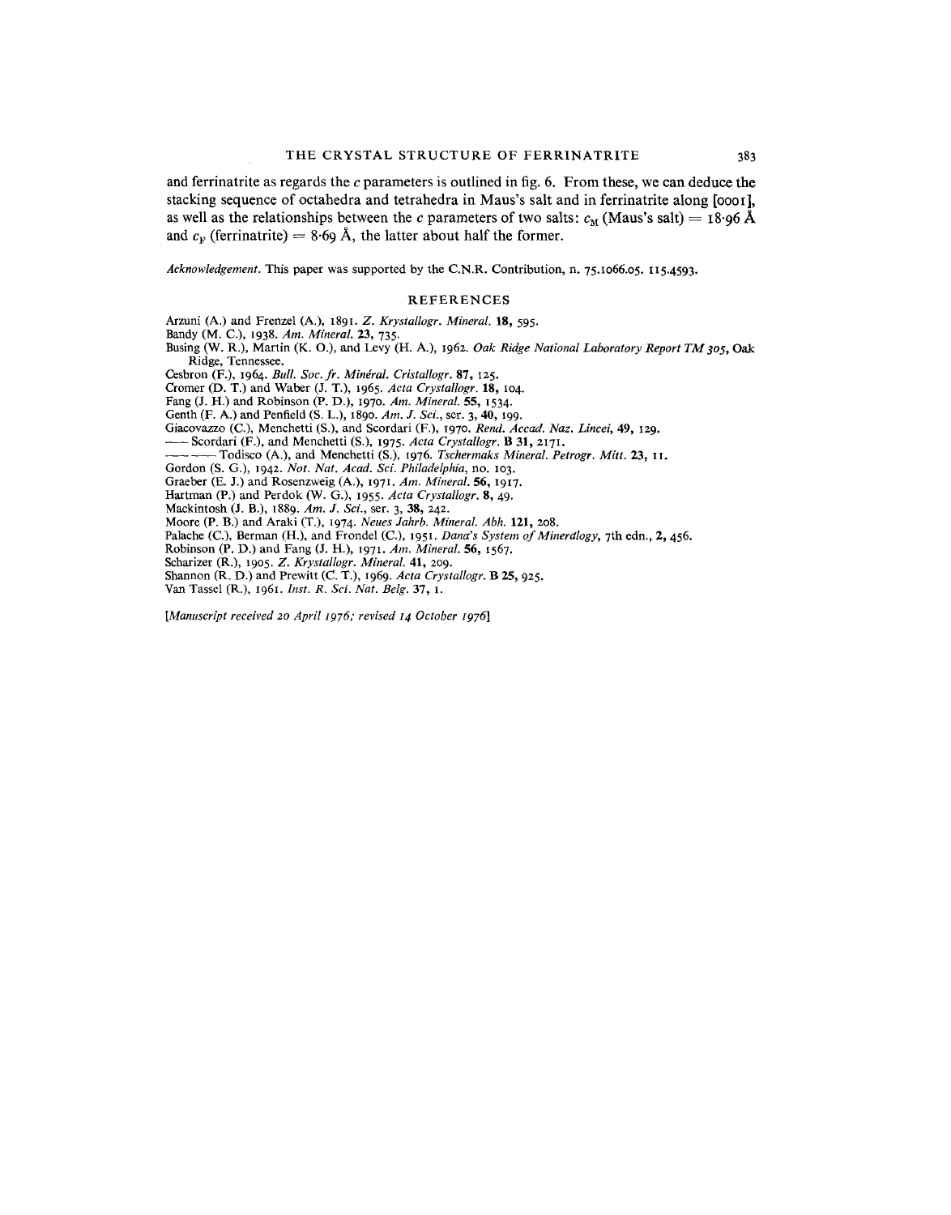and ferrinatrite as regards the $c$ parameters is outlined in fig. 6. From these, we can deduce the stacking sequence of octahedra and tetrahedra in Maus's salt and in ferrinatrite along [0001], as well as the relationships between the $c$ parameters of two salts: $c_M$ (Maus's salt) = 18·96 Å and $c_F$ (ferrinatrite) = 8·69 Å, the latter about half the former.

*Acknowledgement.* This paper was supported by the C.N.R. Contribution, n. 75.1066.05. 115.4593.

## REFERENCES

Arzuni (A.) and Frenzel (A.), 1891. *Z. Krystallogr. Mineral.* **18**, 595.
Bandy (M. C.), 1938. *Am. Mineral.* **23**, 735.
Busing (W. R.), Martin (K. O.), and Levy (H. A.), 1962. *Oak Ridge National Laboratory Report TM 305*, Oak Ridge, Tennessee.
Cesbron (F.), 1964. *Bull. Soc. fr. Minéral. Cristallogr.* **87**, 125.
Cromer (D. T.) and Waber (J. T.), 1965. *Acta Crystallogr.* **18**, 104.
Fang (J. H.) and Robinson (P. D.), 1970. *Am. Mineral.* **55**, 1534.
Genth (F. A.) and Penfield (S. L.), 1890. *Am. J. Sci.*, ser. 3, **40**, 199.
Giacovazzo (C.), Menchetti (S.), and Scordari (F.), 1970. *Rend. Accad. Naz. Lincei*, **49**, 129.
—— Scordari (F.), and Menchetti (S.), 1975. *Acta Crystallogr.* **B 31**, 2171.
—— —— Todisco (A.), and Menchetti (S.), 1976. *Tschermaks Mineral. Petrogr. Mitt.* **23**, 11.
Gordon (S. G.), 1942. *Not. Nat. Acad. Sci. Philadelphia*, no. 103.
Graeber (E. J.) and Rosenzweig (A.), 1971. *Am. Mineral.* **56**, 1917.
Hartman (P.) and Perdok (W. G.), 1955. *Acta Crystallogr.* **8**, 49.
Mackintosh (J. B.), 1889. *Am. J. Sci.*, ser. 3, **38**, 242.
Moore (P. B.) and Araki (T.), 1974. *Neues Jahrb. Mineral. Abh.* **121**, 208.
Palache (C.), Berman (H.), and Frondel (C.), 1951. *Dana's System of Mineralogy*, 7th edn., **2**, 456.
Robinson (P. D.) and Fang (J. H.), 1971. *Am. Mineral.* **56**, 1567.
Scharizer (R.), 1905. *Z. Krystallogr. Mineral.* **41**, 209.
Shannon (R. D.) and Prewitt (C. T.), 1969. *Acta Crystallogr.* **B 25**, 925.
Van Tassel (R.), 1961. *Inst. R. Sci. Nat. Belg.* **37**, 1.

[*Manuscript received 20 April 1976; revised 14 October 1976*]